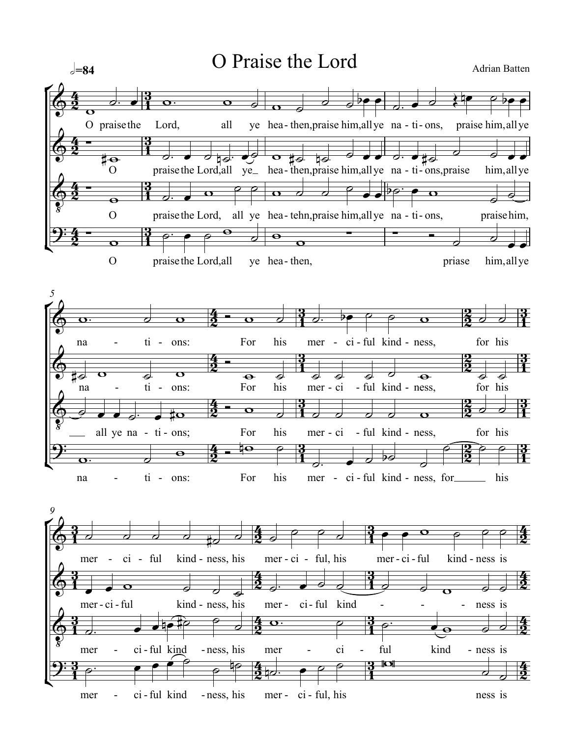# O Praise the Lord

𝅗𝅥=84

Adrian Batten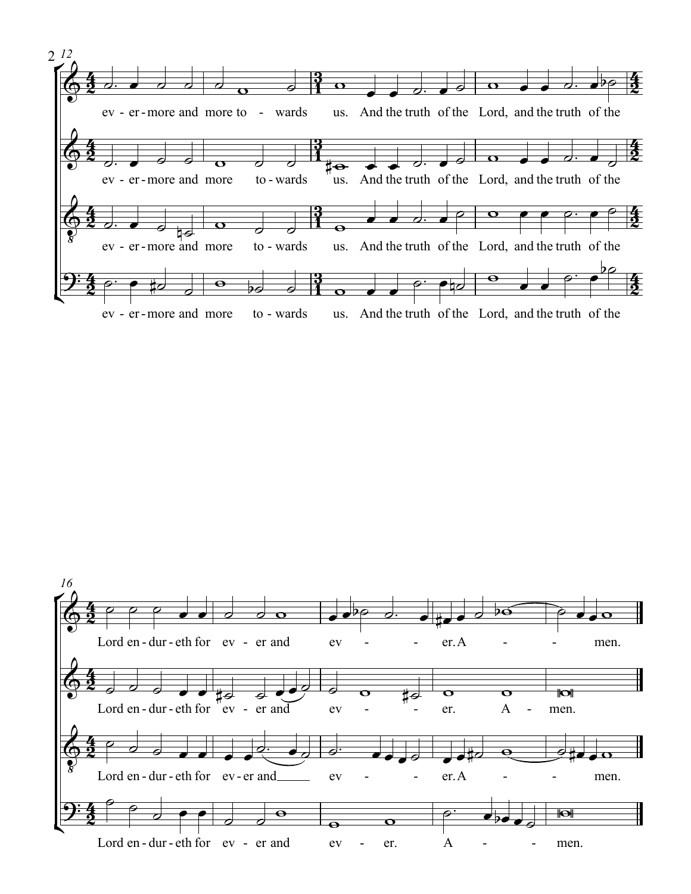12

ev - er - more and more to - wards us. And the truth of the Lord, and the truth of the

ev - er - more and more to - wards us. And the truth of the Lord, and the truth of the

ev - er - more and more to - wards us. And the truth of the Lord, and the truth of the

ev - er - more and more to - wards us. And the truth of the Lord, and the truth of the

16

Lord en - dur - eth for ev - er and ev - - er. A - - men.

Lord en - dur - eth for ev - er and ev - - er. A - men.

Lord en - dur - eth for ev - er and ev - - er. A - - men.

Lord en - dur - eth for ev - er and ev - er. A - - men.